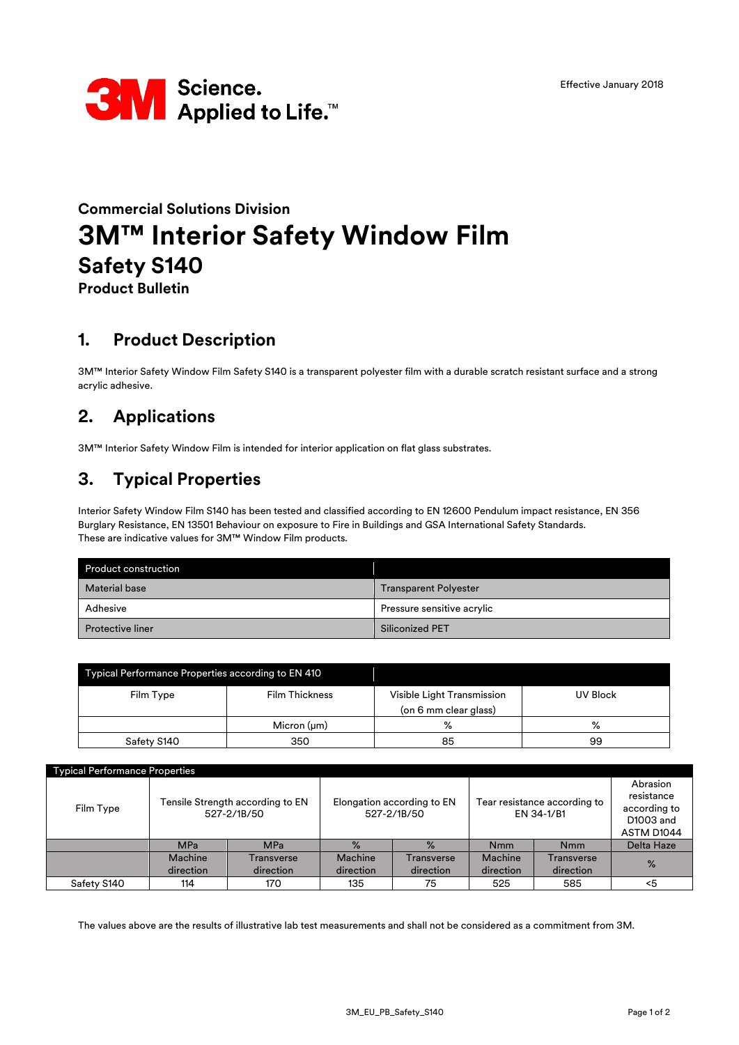3M Science. Applied to Life.™

Effective January 2018

**Commercial Solutions Division**

# 3M™ Interior Safety Window Film

## Safety S140

**Product Bulletin**

## 1. Product Description

3M™ Interior Safety Window Film Safety S140 is a transparent polyester film with a durable scratch resistant surface and a strong acrylic adhesive.

## 2. Applications

3M™ Interior Safety Window Film is intended for interior application on flat glass substrates.

## 3. Typical Properties

Interior Safety Window Film S140 has been tested and classified according to EN 12600 Pendulum impact resistance, EN 356 Burglary Resistance, EN 13501 Behaviour on exposure to Fire in Buildings and GSA International Safety Standards.
These are indicative values for 3M™ Window Film products.

| Product construction | |
|---|---|
| Material base | Transparent Polyester |
| Adhesive | Pressure sensitive acrylic |
| Protective liner | Siliconized PET |

| Typical Performance Properties according to EN 410 | | | |
|---|---|---|---|
| Film Type | Film Thickness | Visible Light Transmission (on 6 mm clear glass) | UV Block |
| | Micron (µm) | % | % |
| Safety S140 | 350 | 85 | 99 |

| Typical Performance Properties | | | | | | | |
|---|---|---|---|---|---|---|---|
| Film Type | Tensile Strength according to EN 527-2/1B/50 | | Elongation according to EN 527-2/1B/50 | | Tear resistance according to EN 34-1/B1 | | Abrasion resistance according to D1003 and ASTM D1044 |
| | MPa | MPa | % | % | Nmm | Nmm | Delta Haze |
| | Machine direction | Transverse direction | Machine direction | Transverse direction | Machine direction | Transverse direction | % |
| Safety S140 | 114 | 170 | 135 | 75 | 525 | 585 | <5 |

The values above are the results of illustrative lab test measurements and shall not be considered as a commitment from 3M.

3M_EU_PB_Safety_S140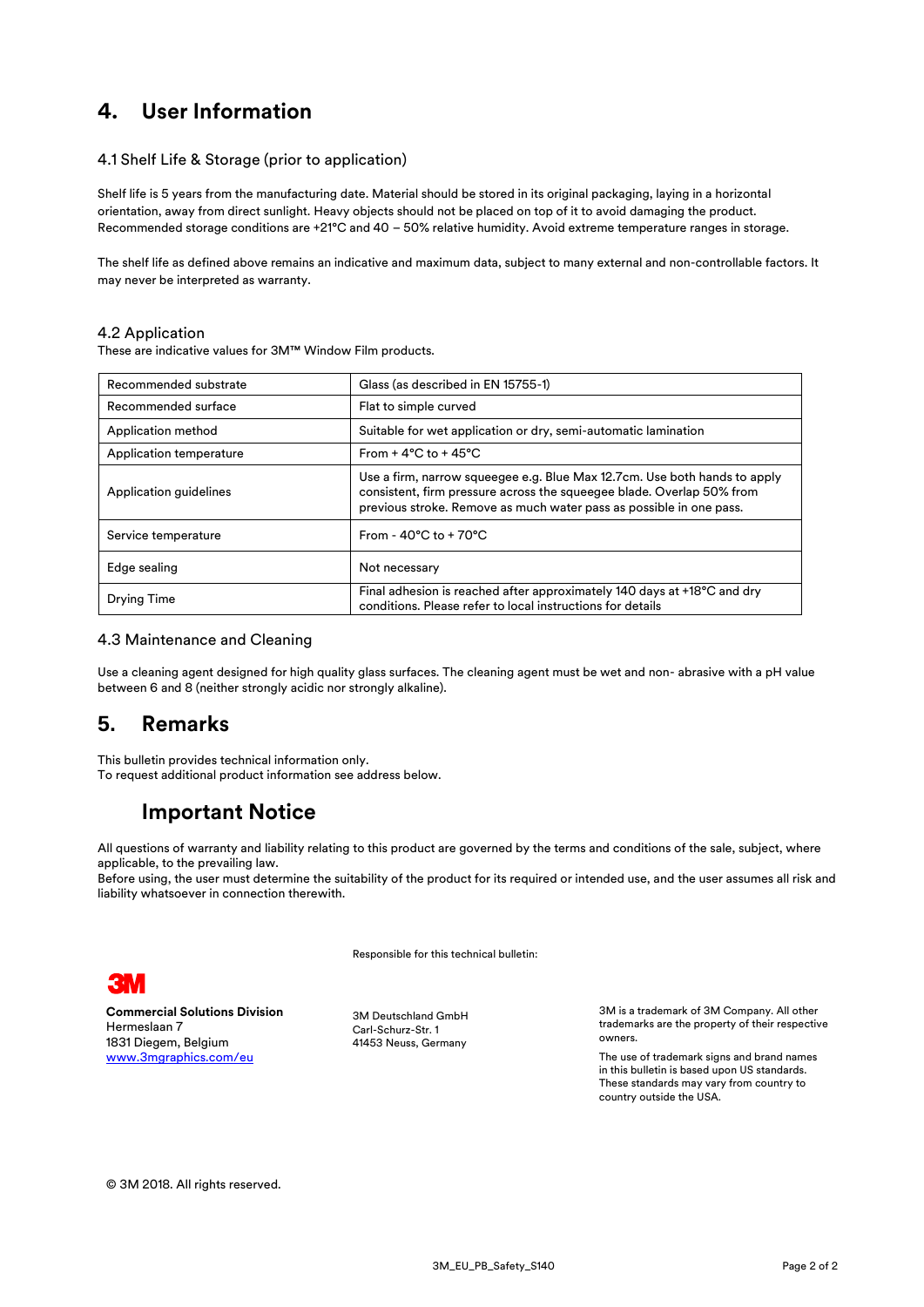# 4. User Information

## 4.1 Shelf Life & Storage (prior to application)

Shelf life is 5 years from the manufacturing date. Material should be stored in its original packaging, laying in a horizontal orientation, away from direct sunlight. Heavy objects should not be placed on top of it to avoid damaging the product. Recommended storage conditions are +21°C and 40 – 50% relative humidity. Avoid extreme temperature ranges in storage.

The shelf life as defined above remains an indicative and maximum data, subject to many external and non-controllable factors. It may never be interpreted as warranty.

## 4.2 Application

These are indicative values for 3M™ Window Film products.

| | |
|---|---|
| Recommended substrate | Glass (as described in EN 15755-1) |
| Recommended surface | Flat to simple curved |
| Application method | Suitable for wet application or dry, semi-automatic lamination |
| Application temperature | From + 4°C to + 45°C |
| Application guidelines | Use a firm, narrow squeegee e.g. Blue Max 12.7cm. Use both hands to apply consistent, firm pressure across the squeegee blade. Overlap 50% from previous stroke. Remove as much water pass as possible in one pass. |
| Service temperature | From - 40°C to + 70°C |
| Edge sealing | Not necessary |
| Drying Time | Final adhesion is reached after approximately 140 days at +18°C and dry conditions. Please refer to local instructions for details |

## 4.3 Maintenance and Cleaning

Use a cleaning agent designed for high quality glass surfaces. The cleaning agent must be wet and non- abrasive with a pH value between 6 and 8 (neither strongly acidic nor strongly alkaline).

# 5. Remarks

This bulletin provides technical information only.
To request additional product information see address below.

# Important Notice

All questions of warranty and liability relating to this product are governed by the terms and conditions of the sale, subject, where applicable, to the prevailing law.
Before using, the user must determine the suitability of the product for its required or intended use, and the user assumes all risk and liability whatsoever in connection therewith.

Responsible for this technical bulletin:

3M

**Commercial Solutions Division**
Hermeslaan 7
1831 Diegem, Belgium
www.3mgraphics.com/eu

3M Deutschland GmbH
Carl-Schurz-Str. 1
41453 Neuss, Germany

3M is a trademark of 3M Company. All other trademarks are the property of their respective owners.

The use of trademark signs and brand names in this bulletin is based upon US standards. These standards may vary from country to country outside the USA.

© 3M 2018. All rights reserved.

3M_EU_PB_Safety_S140